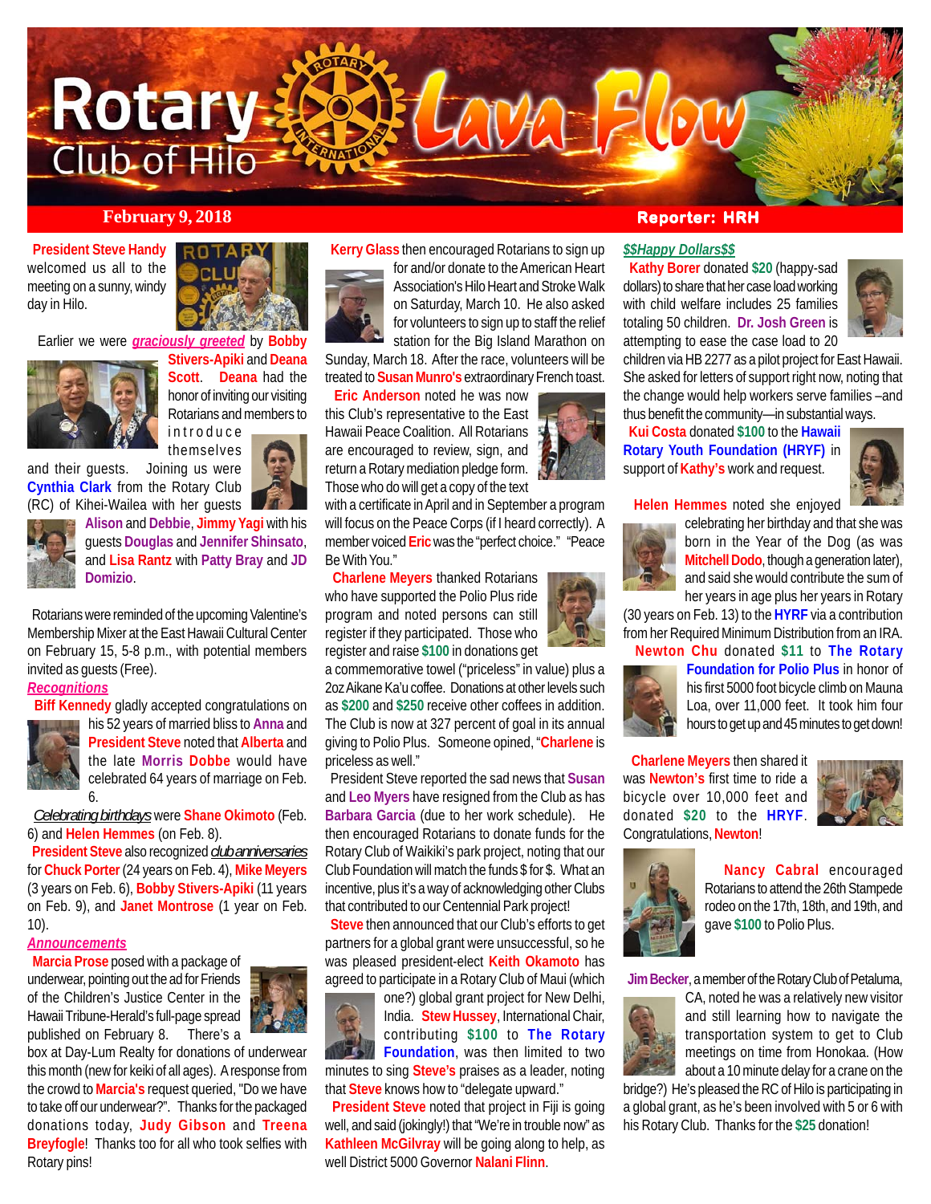# Rotary Club of Hilo — Lava Flow

**February 9, 2018** **Reporter: HRH**

**President Steve Handy** welcomed us all to the meeting on a sunny, windy day in Hilo.

Earlier we were ***graciously greeted*** by **Bobby Stivers-Apiki** and **Deana Scott**. **Deana** had the honor of inviting our visiting Rotarians and members to introduce themselves and their guests. Joining us were **Cynthia Clark** from the Rotary Club (RC) of Kihei-Wailea with her guests **Alison** and **Debbie**, **Jimmy Yagi** with his guests **Douglas** and **Jennifer Shinsato**, and **Lisa Rantz** with **Patty Bray** and **JD Domizio**.

Rotarians were reminded of the upcoming Valentine's Membership Mixer at the East Hawaii Cultural Center on February 15, 5-8 p.m., with potential members invited as guests (Free).

***Recognitions***

**Biff Kennedy** gladly accepted congratulations on his 52 years of married bliss to **Anna** and **President Steve** noted that **Alberta** and the late **Morris Dobbe** would have celebrated 64 years of marriage on Feb. 6.

*Celebrating birthdays* were **Shane Okimoto** (Feb. 6) and **Helen Hemmes** (on Feb. 8).

**President Steve** also recognized *club anniversaries* for **Chuck Porter** (24 years on Feb. 4), **Mike Meyers** (3 years on Feb. 6), **Bobby Stivers-Apiki** (11 years on Feb. 9), and **Janet Montrose** (1 year on Feb. 10).

***Announcements***

**Marcia Prose** posed with a package of underwear, pointing out the ad for Friends of the Children's Justice Center in the Hawaii Tribune-Herald's full-page spread published on February 8. There's a box at Day-Lum Realty for donations of underwear this month (new for keiki of all ages). A response from the crowd to **Marcia's** request queried, "Do we have to take off our underwear?". Thanks for the packaged donations today, **Judy Gibson** and **Treena Breyfogle**! Thanks too for all who took selfies with Rotary pins!

**Kerry Glass** then encouraged Rotarians to sign up for and/or donate to the American Heart Association's Hilo Heart and Stroke Walk on Saturday, March 10. He also asked for volunteers to sign up to staff the relief station for the Big Island Marathon on Sunday, March 18. After the race, volunteers will be treated to **Susan Munro's** extraordinary French toast.

**Eric Anderson** noted he was now this Club's representative to the East Hawaii Peace Coalition. All Rotarians are encouraged to review, sign, and return a Rotary mediation pledge form. Those who do will get a copy of the text with a certificate in April and in September a program will focus on the Peace Corps (if I heard correctly). A member voiced **Eric** was the "perfect choice." "Peace Be With You."

**Charlene Meyers** thanked Rotarians who have supported the Polio Plus ride program and noted persons can still register if they participated. Those who register and raise **$100** in donations get a commemorative towel ("priceless" in value) plus a 2oz Aikane Ka'u coffee. Donations at other levels such as **$200** and **$250** receive other coffees in addition. The Club is now at 327 percent of goal in its annual giving to Polio Plus. Someone opined, "**Charlene** is priceless as well."

President Steve reported the sad news that **Susan** and **Leo Myers** have resigned from the Club as has **Barbara Garcia** (due to her work schedule). He then encouraged Rotarians to donate funds for the Rotary Club of Waikiki's park project, noting that our Club Foundation will match the funds $ for $. What an incentive, plus it's a way of acknowledging other Clubs that contributed to our Centennial Park project!

**Steve** then announced that our Club's efforts to get partners for a global grant were unsuccessful, so he was pleased president-elect **Keith Okamoto** has agreed to participate in a Rotary Club of Maui (which one?) global grant project for New Delhi, India. **Stew Hussey**, International Chair, contributing **$100** to **The Rotary Foundation**, was then limited to two minutes to sing **Steve's** praises as a leader, noting that **Steve** knows how to "delegate upward."

**President Steve** noted that project in Fiji is going well, and said (jokingly!) that "We're in trouble now" as **Kathleen McGilvray** will be going along to help, as well District 5000 Governor **Nalani Flinn**.

***$$Happy Dollars$$***

**Kathy Borer** donated **$20** (happy-sad dollars) to share that her case load working with child welfare includes 25 families totaling 50 children. **Dr. Josh Green** is attempting to ease the case load to 20 children via HB 2277 as a pilot project for East Hawaii. She asked for letters of support right now, noting that the change would help workers serve families –and thus benefit the community—in substantial ways.

**Kui Costa** donated **$100** to the **Hawaii Rotary Youth Foundation (HRYF)** in support of **Kathy's** work and request.

**Helen Hemmes** noted she enjoyed celebrating her birthday and that she was born in the Year of the Dog (as was **Mitchell Dodo**, though a generation later), and said she would contribute the sum of her years in age plus her years in Rotary (30 years on Feb. 13) to the **HYRF** via a contribution from her Required Minimum Distribution from an IRA.

**Newton Chu** donated **$11** to **The Rotary Foundation for Polio Plus** in honor of his first 5000 foot bicycle climb on Mauna Loa, over 11,000 feet. It took him four hours to get up and 45 minutes to get down!

**Charlene Meyers** then shared it was **Newton's** first time to ride a bicycle over 10,000 feet and donated **$20** to the **HRYF**. Congratulations, **Newton**!

**Nancy Cabral** encouraged Rotarians to attend the 26th Stampede rodeo on the 17th, 18th, and 19th, and gave **$100** to Polio Plus.

**Jim Becker**, a member of the Rotary Club of Petaluma, CA, noted he was a relatively new visitor and still learning how to navigate the transportation system to get to Club meetings on time from Honokaa. (How about a 10 minute delay for a crane on the bridge?) He's pleased the RC of Hilo is participating in a global grant, as he's been involved with 5 or 6 with his Rotary Club. Thanks for the **$25** donation!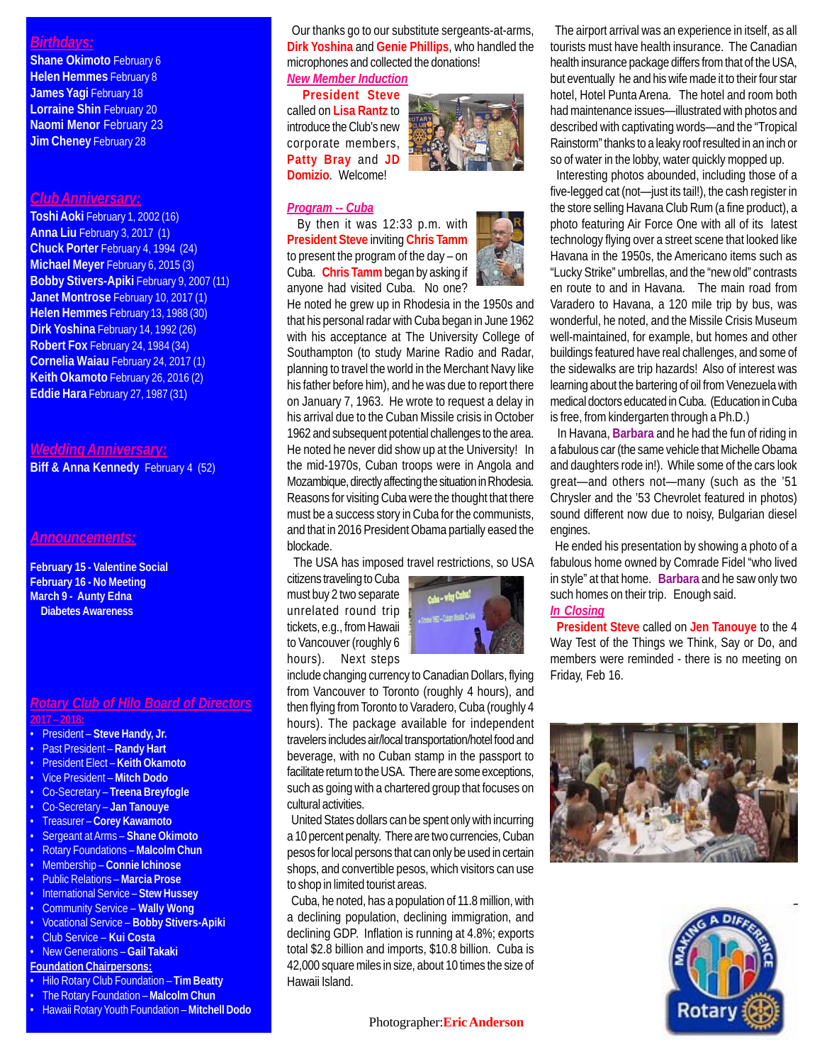## Birthdays:

**Shane Okimoto** February 6
**Helen Hemmes** February 8
**James Yagi** February 18
**Lorraine Shin** February 20
**Naomi Menor** February 23
**Jim Cheney** February 28

## Club Anniversary:

**Toshi Aoki** February 1, 2002 (16)
**Anna Liu** February 3, 2017 (1)
**Chuck Porter** February 4, 1994 (24)
**Michael Meyer** February 6, 2015 (3)
**Bobby Stivers-Apiki** February 9, 2007 (11)
**Janet Montrose** February 10, 2017 (1)
**Helen Hemmes** February 13, 1988 (30)
**Dirk Yoshina** February 14, 1992 (26)
**Robert Fox** February 24, 1984 (34)
**Cornelia Waiau** February 24, 2017 (1)
**Keith Okamoto** February 26, 2016 (2)
**Eddie Hara** February 27, 1987 (31)

## Wedding Anniversary:

**Biff & Anna Kennedy** February 4 (52)

## Announcements:

**February 15 - Valentine Social**
**February 16 - No Meeting**
**March 9 - Aunty Edna**
**Diabetes Awareness**

## Rotary Club of Hilo Board of Directors

**2017 – 2018:**

- President – **Steve Handy, Jr.**
- Past President – **Randy Hart**
- President Elect – **Keith Okamoto**
- Vice President – **Mitch Dodo**
- Co-Secretary – **Treena Breyfogle**
- Co-Secretary – **Jan Tanouye**
- Treasurer – **Corey Kawamoto**
- Sergeant at Arms – **Shane Okimoto**
- Rotary Foundations – **Malcolm Chun**
- Membership – **Connie Ichinose**
- Public Relations – **Marcia Prose**
- International Service – **Stew Hussey**
- Community Service – **Wally Wong**
- Vocational Service – **Bobby Stivers-Apiki**
- Club Service – **Kui Costa**
- New Generations – **Gail Takaki**

**Foundation Chairpersons:**

- Hilo Rotary Club Foundation – **Tim Beatty**
- The Rotary Foundation – **Malcolm Chun**
- Hawaii Rotary Youth Foundation – **Mitchell Dodo**

Our thanks go to our substitute sergeants-at-arms, **Dirk Yoshina** and **Genie Phillips**, who handled the microphones and collected the donations!

### New Member Induction

**President Steve** called on **Lisa Rantz** to introduce the Club's new corporate members, **Patty Bray** and **JD Domizio**. Welcome!

### Program -- Cuba

By then it was 12:33 p.m. with **President Steve** inviting **Chris Tamm** to present the program of the day – on Cuba. **Chris Tamm** began by asking if anyone had visited Cuba. No one? He noted he grew up in Rhodesia in the 1950s and that his personal radar with Cuba began in June 1962 with his acceptance at The University College of Southampton (to study Marine Radio and Radar, planning to travel the world in the Merchant Navy like his father before him), and he was due to report there on January 7, 1963. He wrote to request a delay in his arrival due to the Cuban Missile crisis in October 1962 and subsequent potential challenges to the area. He noted he never did show up at the University! In the mid-1970s, Cuban troops were in Angola and Mozambique, directly affecting the situation in Rhodesia. Reasons for visiting Cuba were the thought that there must be a success story in Cuba for the communists, and that in 2016 President Obama partially eased the blockade.

The USA has imposed travel restrictions, so USA citizens traveling to Cuba must buy 2 two separate unrelated round trip tickets, e.g., from Hawaii to Vancouver (roughly 6 hours). Next steps include changing currency to Canadian Dollars, flying from Vancouver to Toronto (roughly 4 hours), and then flying from Toronto to Varadero, Cuba (roughly 4 hours). The package available for independent travelers includes air/local transportation/hotel food and beverage, with no Cuban stamp in the passport to facilitate return to the USA. There are some exceptions, such as going with a chartered group that focuses on cultural activities.

United States dollars can be spent only with incurring a 10 percent penalty. There are two currencies, Cuban pesos for local persons that can only be used in certain shops, and convertible pesos, which visitors can use to shop in limited tourist areas.

Cuba, he noted, has a population of 11.8 million, with a declining population, declining immigration, and declining GDP. Inflation is running at 4.8%; exports total $2.8 billion and imports, $10.8 billion. Cuba is 42,000 square miles in size, about 10 times the size of Hawaii Island.

The airport arrival was an experience in itself, as all tourists must have health insurance. The Canadian health insurance package differs from that of the USA, but eventually he and his wife made it to their four star hotel, Hotel Punta Arena. The hotel and room both had maintenance issues—illustrated with photos and described with captivating words—and the "Tropical Rainstorm" thanks to a leaky roof resulted in an inch or so of water in the lobby, water quickly mopped up.

Interesting photos abounded, including those of a five-legged cat (not—just its tail!), the cash register in the store selling Havana Club Rum (a fine product), a photo featuring Air Force One with all of its latest technology flying over a street scene that looked like Havana in the 1950s, the Americano items such as "Lucky Strike" umbrellas, and the "new old" contrasts en route to and in Havana. The main road from Varadero to Havana, a 120 mile trip by bus, was wonderful, he noted, and the Missile Crisis Museum well-maintained, for example, but homes and other buildings featured have real challenges, and some of the sidewalks are trip hazards! Also of interest was learning about the bartering of oil from Venezuela with medical doctors educated in Cuba. (Education in Cuba is free, from kindergarten through a Ph.D.)

In Havana, **Barbara** and he had the fun of riding in a fabulous car (the same vehicle that Michelle Obama and daughters rode in!). While some of the cars look great—and others not—many (such as the '51 Chrysler and the '53 Chevrolet featured in photos) sound different now due to noisy, Bulgarian diesel engines.

He ended his presentation by showing a photo of a fabulous home owned by Comrade Fidel "who lived in style" at that home. **Barbara** and he saw only two such homes on their trip. Enough said.

### In Closing

**President Steve** called on **Jen Tanouye** to the 4 Way Test of the Things we Think, Say or Do, and members were reminded - there is no meeting on Friday, Feb 16.

Photographer: **Eric Anderson**